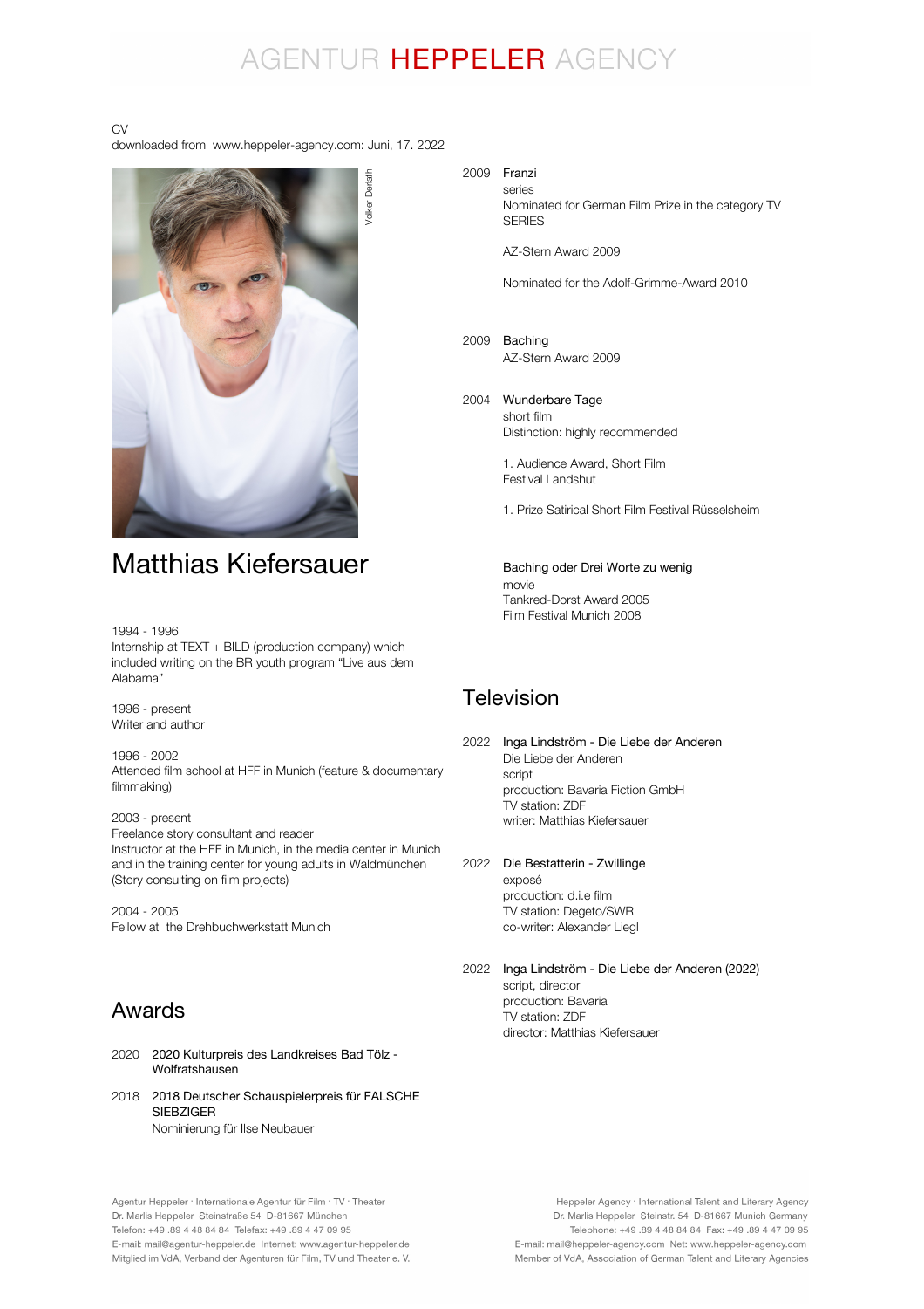AGENTUR **HEPPELER** AGENCY

CV
downloaded from www.heppeler-agency.com: Juni, 17. 2022

Volker Derlath

# Matthias Kiefersauer

1994 - 1996
Internship at TEXT + BILD (production company) which included writing on the BR youth program "Live aus dem Alabama"

1996 - present
Writer and author

1996 - 2002
Attended film school at HFF in Munich (feature & documentary filmmaking)

2003 - present
Freelance story consultant and reader
Instructor at the HFF in Munich, in the media center in Munich and in the training center for young adults in Waldmünchen (Story consulting on film projects)

2004 - 2005
Fellow at the Drehbuchwerkstatt Munich

## Awards

2020 2020 Kulturpreis des Landkreises Bad Tölz - Wolfratshausen

2018 2018 Deutscher Schauspielerpreis für FALSCHE SIEBZIGER
Nominierung für Ilse Neubauer

2009 Franzi
series
Nominated for German Film Prize in the category TV SERIES

AZ-Stern Award 2009

Nominated for the Adolf-Grimme-Award 2010

2009 Baching
AZ-Stern Award 2009

2004 Wunderbare Tage
short film
Distinction: highly recommended

1. Audience Award, Short Film Festival Landshut

1. Prize Satirical Short Film Festival Rüsselsheim

Baching oder Drei Worte zu wenig
movie
Tankred-Dorst Award 2005
Film Festival Munich 2008

## Television

2022 Inga Lindström - Die Liebe der Anderen
Die Liebe der Anderen
script
production: Bavaria Fiction GmbH
TV station: ZDF
writer: Matthias Kiefersauer

2022 Die Bestatterin - Zwillinge
exposé
production: d.i.e film
TV station: Degeto/SWR
co-writer: Alexander Liegl

2022 Inga Lindström - Die Liebe der Anderen (2022)
script, director
production: Bavaria
TV station: ZDF
director: Matthias Kiefersauer

Agentur Heppeler · Internationale Agentur für Film · TV · Theater
Dr. Marlis Heppeler Steinstraße 54 D-81667 München
Telefon: +49 .89 4 48 84 84 Telefax: +49 .89 4 47 09 95
E-mail: mail@agentur-heppeler.de Internet: www.agentur-heppeler.de
Mitglied im VdA, Verband der Agenturen für Film, TV und Theater e. V.

Heppeler Agency · International Talent and Literary Agency
Dr. Marlis Heppeler Steinstr. 54 D-81667 Munich Germany
Telephone: +49 .89 4 48 84 84 Fax: +49 .89 4 47 09 95
E-mail: mail@heppeler-agency.com Net: www.heppeler-agency.com
Member of VdA, Association of German Talent and Literary Agencies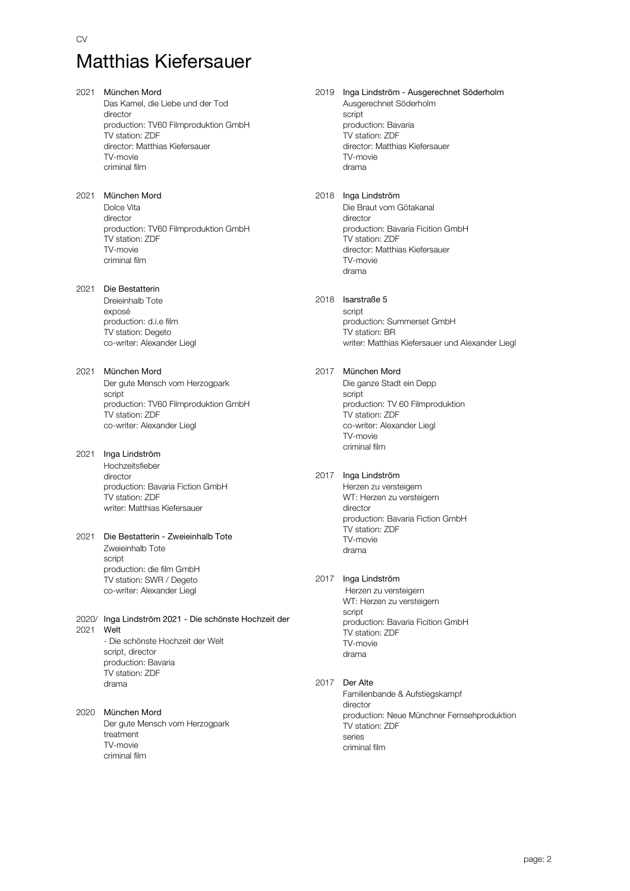CV

# Matthias Kiefersauer

**2021 München Mord**
Das Kamel, die Liebe und der Tod
director
production: TV60 Filmproduktion GmbH
TV station: ZDF
director: Matthias Kiefersauer
TV-movie
criminal film

**2021 München Mord**
Dolce Vita
director
production: TV60 Filmproduktion GmbH
TV station: ZDF
TV-movie
criminal film

**2021 Die Bestatterin**
Dreieinhalb Tote
exposé
production: d.i.e film
TV station: Degeto
co-writer: Alexander Liegl

**2021 München Mord**
Der gute Mensch vom Herzogpark
script
production: TV60 Filmproduktion GmbH
TV station: ZDF
co-writer: Alexander Liegl

**2021 Inga Lindström**
Hochzeitsfieber
director
production: Bavaria Fiction GmbH
TV station: ZDF
writer: Matthias Kiefersauer

**2021 Die Bestatterin - Zweieinhalb Tote**
Zweieinhalb Tote
script
production: die film GmbH
TV station: SWR / Degeto
co-writer: Alexander Liegl

**2020/2021 Inga Lindström 2021 - Die schönste Hochzeit der Welt**
- Die schönste Hochzeit der Welt
script, director
production: Bavaria
TV station: ZDF
drama

**2020 München Mord**
Der gute Mensch vom Herzogpark
treatment
TV-movie
criminal film

**2019 Inga Lindström - Ausgerechnet Söderholm**
Ausgerechnet Söderholm
script
production: Bavaria
TV station: ZDF
director: Matthias Kiefersauer
TV-movie
drama

**2018 Inga Lindström**
Die Braut vom Götakanal
director
production: Bavaria Ficition GmbH
TV station: ZDF
director: Matthias Kiefersauer
TV-movie
drama

**2018 Isarstraße 5**
script
production: Summerset GmbH
TV station: BR
writer: Matthias Kiefersauer und Alexander Liegl

**2017 München Mord**
Die ganze Stadt ein Depp
script
production: TV 60 Filmproduktion
TV station: ZDF
co-writer: Alexander Liegl
TV-movie
criminal film

**2017 Inga Lindström**
Herzen zu versteigern
WT: Herzen zu versteigern
director
production: Bavaria Fiction GmbH
TV station: ZDF
TV-movie
drama

**2017 Inga Lindström**
Herzen zu versteigern
WT: Herzen zu versteigern
script
production: Bavaria Ficition GmbH
TV station: ZDF
TV-movie
drama

**2017 Der Alte**
Familienbande & Aufstiegskampf
director
production: Neue Münchner Fernsehproduktion
TV station: ZDF
series
criminal film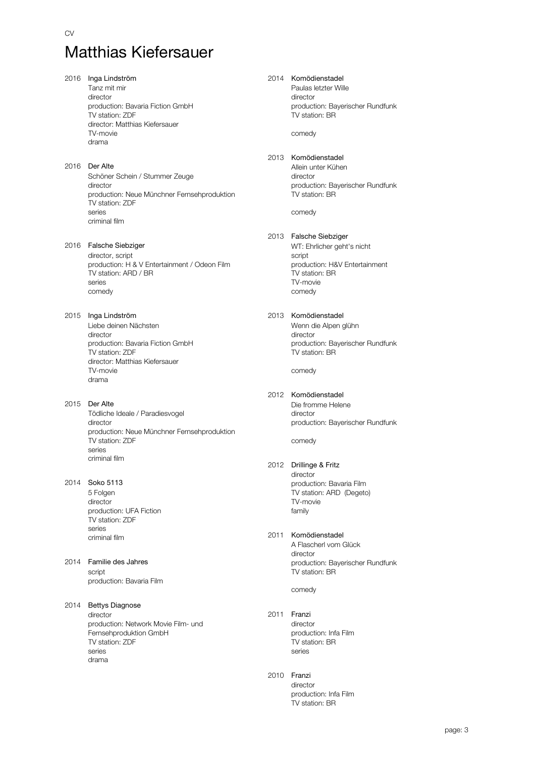CV

# Matthias Kiefersauer

2016 Inga Lindström
Tanz mit mir
director
production: Bavaria Fiction GmbH
TV station: ZDF
director: Matthias Kiefersauer
TV-movie
drama

2016 Der Alte
Schöner Schein / Stummer Zeuge
director
production: Neue Münchner Fernsehproduktion
TV station: ZDF
series
criminal film

2016 Falsche Siebziger
director, script
production: H & V Entertainment / Odeon Film
TV station: ARD / BR
series
comedy

2015 Inga Lindström
Liebe deinen Nächsten
director
production: Bavaria Fiction GmbH
TV station: ZDF
director: Matthias Kiefersauer
TV-movie
drama

2015 Der Alte
Tödliche Ideale / Paradiesvogel
director
production: Neue Münchner Fernsehproduktion
TV station: ZDF
series
criminal film

2014 Soko 5113
5 Folgen
director
production: UFA Fiction
TV station: ZDF
series
criminal film

2014 Familie des Jahres
script
production: Bavaria Film

2014 Bettys Diagnose
director
production: Network Movie Film- und Fernsehproduktion GmbH
TV station: ZDF
series
drama

2014 Komödienstadel
Paulas letzter Wille
director
production: Bayerischer Rundfunk
TV station: BR

comedy

2013 Komödienstadel
Allein unter Kühen
director
production: Bayerischer Rundfunk
TV station: BR

comedy

2013 Falsche Siebziger
WT: Ehrlicher geht's nicht
script
production: H&V Entertainment
TV station: BR
TV-movie
comedy

2013 Komödienstadel
Wenn die Alpen glühn
director
production: Bayerischer Rundfunk
TV station: BR

comedy

2012 Komödienstadel
Die fromme Helene
director
production: Bayerischer Rundfunk

comedy

2012 Drillinge & Fritz
director
production: Bavaria Film
TV station: ARD (Degeto)
TV-movie
family

2011 Komödienstadel
A Flascherl vom Glück
director
production: Bayerischer Rundfunk
TV station: BR

comedy

2011 Franzi
director
production: Infa Film
TV station: BR
series

2010 Franzi
director
production: Infa Film
TV station: BR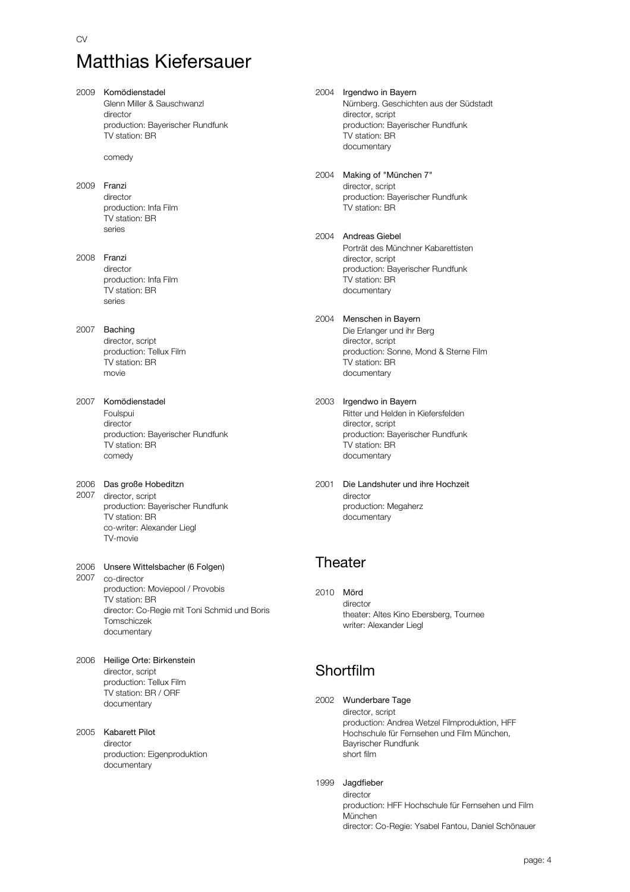CV

# Matthias Kiefersauer

2009 **Komödienstadel**
Glenn Miller & Sauschwanzl
director
production: Bayerischer Rundfunk
TV station: BR

comedy

2009 **Franzi**
director
production: Infa Film
TV station: BR
series

2008 **Franzi**
director
production: Infa Film
TV station: BR
series

2007 **Baching**
director, script
production: Tellux Film
TV station: BR
movie

2007 **Komödienstadel**
Foulspui
director
production: Bayerischer Rundfunk
TV station: BR
comedy

2006 2007 **Das große Hobeditzn**
director, script
production: Bayerischer Rundfunk
TV station: BR
co-writer: Alexander Liegl
TV-movie

2006 2007 **Unsere Wittelsbacher (6 Folgen)**
co-director
production: Moviepool / Provobis
TV station: BR
director: Co-Regie mit Toni Schmid und Boris Tomschiczek
documentary

2006 **Heilige Orte: Birkenstein**
director, script
production: Tellux Film
TV station: BR / ORF
documentary

2005 **Kabarett Pilot**
director
production: Eigenproduktion
documentary

2004 **Irgendwo in Bayern**
Nürnberg. Geschichten aus der Südstadt
director, script
production: Bayerischer Rundfunk
TV station: BR
documentary

2004 **Making of "München 7"**
director, script
production: Bayerischer Rundfunk
TV station: BR

2004 **Andreas Giebel**
Porträt des Münchner Kabarettisten
director, script
production: Bayerischer Rundfunk
TV station: BR
documentary

2004 **Menschen in Bayern**
Die Erlanger und ihr Berg
director, script
production: Sonne, Mond & Sterne Film
TV station: BR
documentary

2003 **Irgendwo in Bayern**
Ritter und Helden in Kiefersfelden
director, script
production: Bayerischer Rundfunk
TV station: BR
documentary

2001 **Die Landshuter und ihre Hochzeit**
director
production: Megaherz
documentary

## Theater

2010 **Mörd**
director
theater: Altes Kino Ebersberg, Tournee
writer: Alexander Liegl

## Shortfilm

2002 **Wunderbare Tage**
director, script
production: Andrea Wetzel Filmproduktion, HFF Hochschule für Fernsehen und Film München, Bayrischer Rundfunk
short film

1999 **Jagdfieber**
director
production: HFF Hochschule für Fernsehen und Film München
director: Co-Regie: Ysabel Fantou, Daniel Schönauer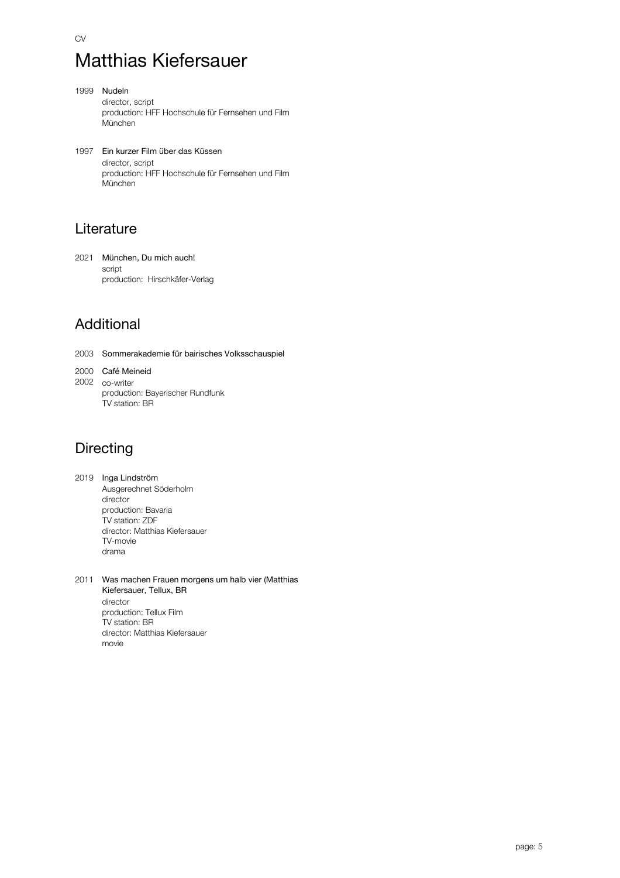CV

# Matthias Kiefersauer

1999 **Nudeln**
director, script
production: HFF Hochschule für Fernsehen und Film München

1997 **Ein kurzer Film über das Küssen**
director, script
production: HFF Hochschule für Fernsehen und Film München

## Literature

2021 **München, Du mich auch!**
script
production: Hirschkäfer-Verlag

## Additional

2003 **Sommerakademie für bairisches Volksschauspiel**

2000
2002 **Café Meineid**
co-writer
production: Bayerischer Rundfunk
TV station: BR

## Directing

2019 **Inga Lindström**
Ausgerechnet Söderholm
director
production: Bavaria
TV station: ZDF
director: Matthias Kiefersauer
TV-movie
drama

2011 **Was machen Frauen morgens um halb vier (Matthias Kiefersauer, Tellux, BR**
director
production: Tellux Film
TV station: BR
director: Matthias Kiefersauer
movie